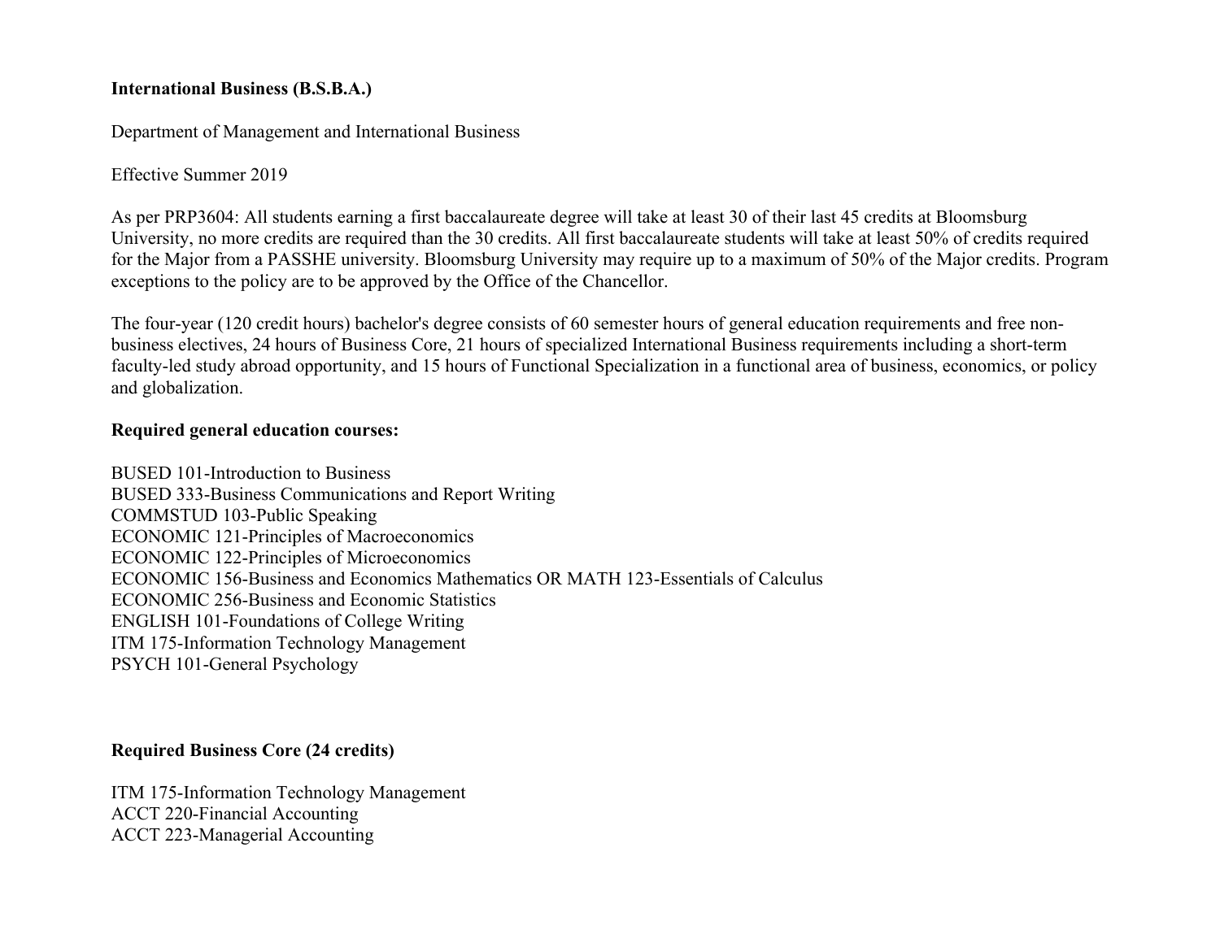**International Business (B.S.B.A.)**

Department of Management and International Business

Effective Summer 2019

As per PRP3604: All students earning a first baccalaureate degree will take at least 30 of their last 45 credits at Bloomsburg University, no more credits are required than the 30 credits. All first baccalaureate students will take at least 50% of credits required for the Major from a PASSHE university. Bloomsburg University may require up to a maximum of 50% of the Major credits. Program exceptions to the policy are to be approved by the Office of the Chancellor.

The four-year (120 credit hours) bachelor's degree consists of 60 semester hours of general education requirements and free non-business electives, 24 hours of Business Core, 21 hours of specialized International Business requirements including a short-term faculty-led study abroad opportunity, and 15 hours of Functional Specialization in a functional area of business, economics, or policy and globalization.

**Required general education courses:**

BUSED 101-Introduction to Business
BUSED 333-Business Communications and Report Writing
COMMSTUD 103-Public Speaking
ECONOMIC 121-Principles of Macroeconomics
ECONOMIC 122-Principles of Microeconomics
ECONOMIC 156-Business and Economics Mathematics OR MATH 123-Essentials of Calculus
ECONOMIC 256-Business and Economic Statistics
ENGLISH 101-Foundations of College Writing
ITM 175-Information Technology Management
PSYCH 101-General Psychology

**Required Business Core (24 credits)**

ITM 175-Information Technology Management
ACCT 220-Financial Accounting
ACCT 223-Managerial Accounting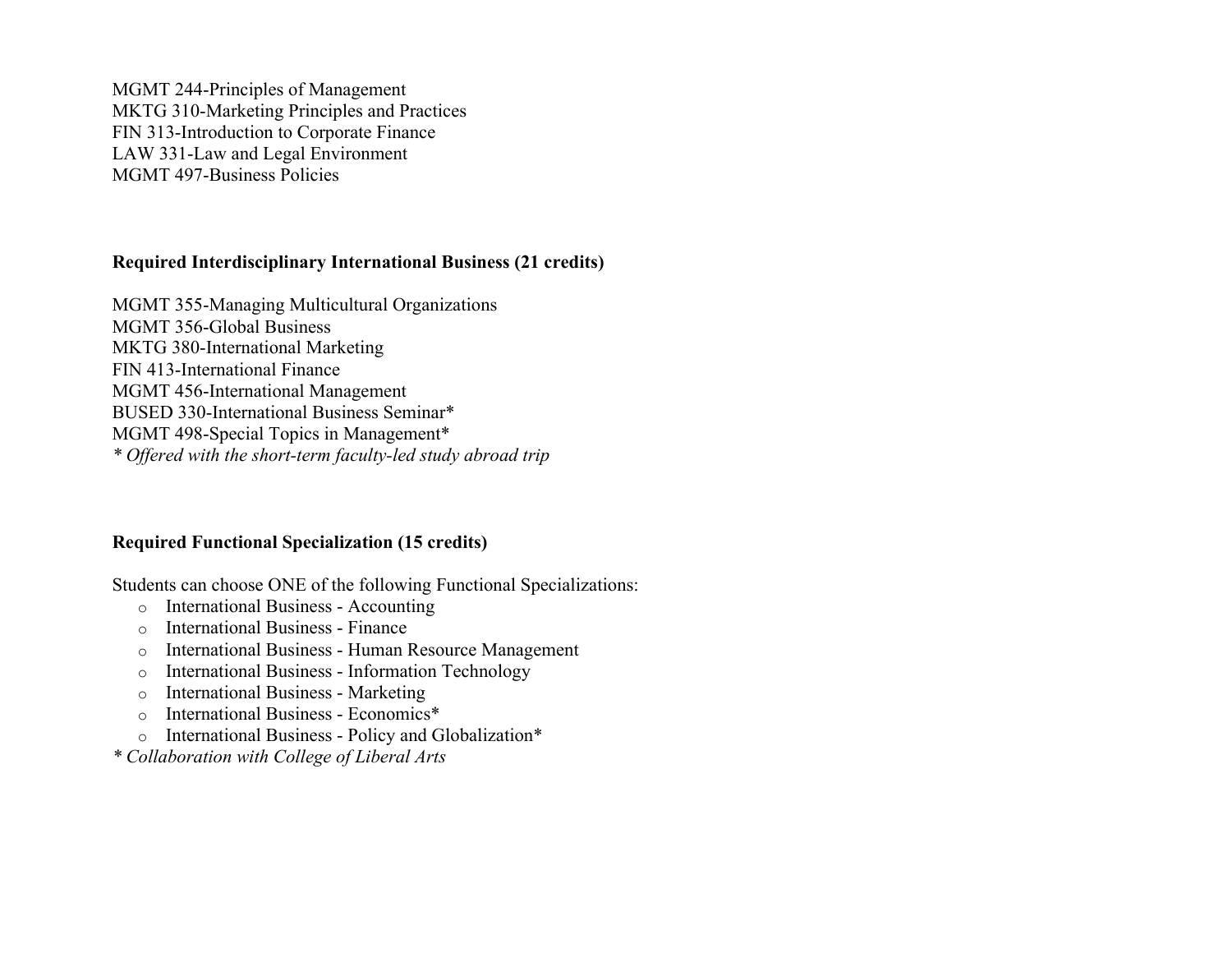MGMT 244-Principles of Management
MKTG 310-Marketing Principles and Practices
FIN 313-Introduction to Corporate Finance
LAW 331-Law and Legal Environment
MGMT 497-Business Policies

**Required Interdisciplinary International Business (21 credits)**

MGMT 355-Managing Multicultural Organizations
MGMT 356-Global Business
MKTG 380-International Marketing
FIN 413-International Finance
MGMT 456-International Management
BUSED 330-International Business Seminar*
MGMT 498-Special Topics in Management*
*\* Offered with the short-term faculty-led study abroad trip*

**Required Functional Specialization (15 credits)**

Students can choose ONE of the following Functional Specializations:

- International Business - Accounting
- International Business - Finance
- International Business - Human Resource Management
- International Business - Information Technology
- International Business - Marketing
- International Business - Economics*
- International Business - Policy and Globalization*

*\* Collaboration with College of Liberal Arts*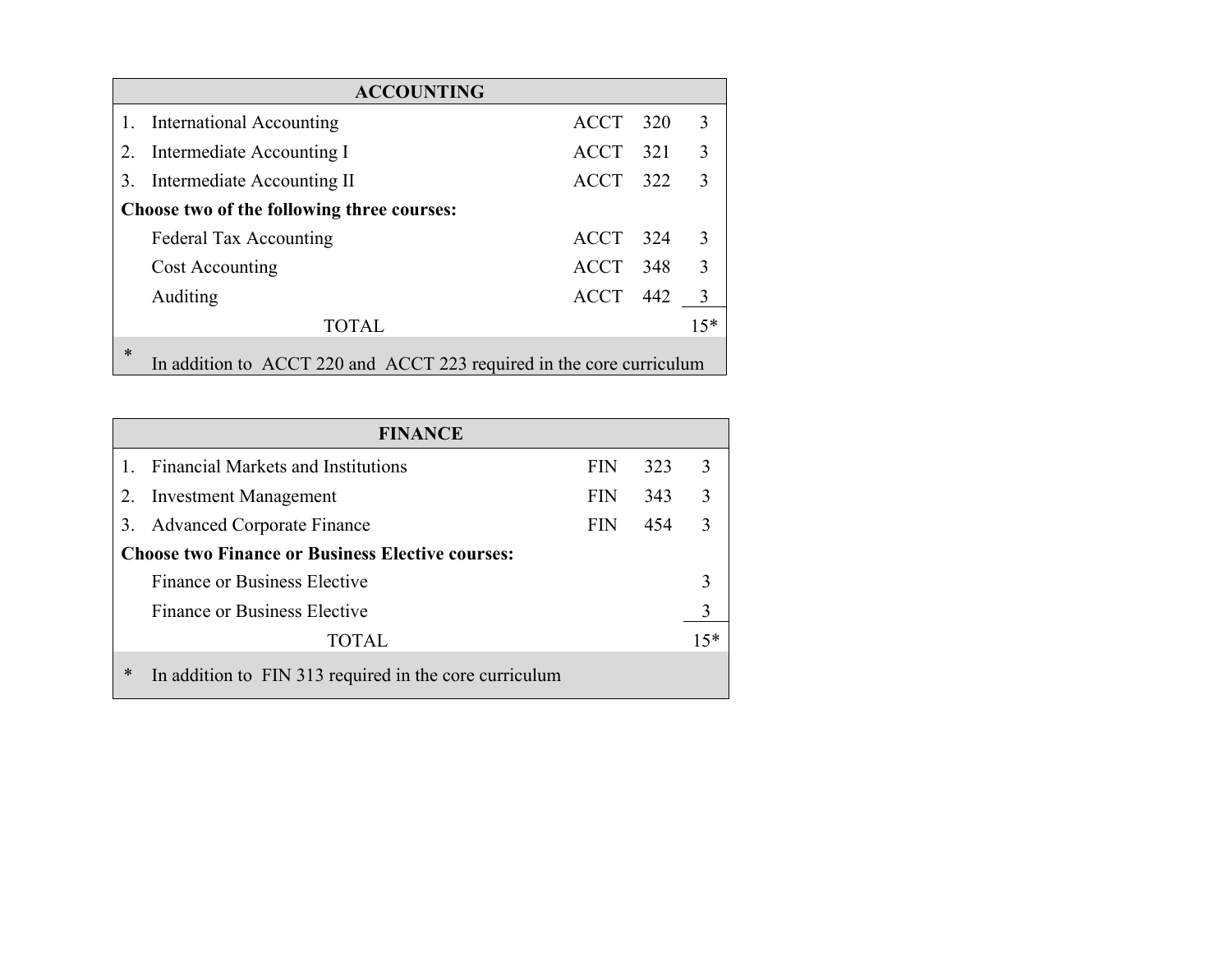| ACCOUNTING | | | |
|---|---|---|---|
| 1. International Accounting | ACCT | 320 | 3 |
| 2. Intermediate Accounting I | ACCT | 321 | 3 |
| 3. Intermediate Accounting II | ACCT | 322 | 3 |
| **Choose two of the following three courses:** | | | |
| Federal Tax Accounting | ACCT | 324 | 3 |
| Cost Accounting | ACCT | 348 | 3 |
| Auditing | ACCT | 442 | 3 |
| TOTAL | | | 15* |
| * In addition to ACCT 220 and ACCT 223 required in the core curriculum | | | |

| FINANCE | | | |
|---|---|---|---|
| 1. Financial Markets and Institutions | FIN | 323 | 3 |
| 2. Investment Management | FIN | 343 | 3 |
| 3. Advanced Corporate Finance | FIN | 454 | 3 |
| **Choose two Finance or Business Elective courses:** | | | |
| Finance or Business Elective | | | 3 |
| Finance or Business Elective | | | 3 |
| TOTAL | | | 15* |
| * In addition to FIN 313 required in the core curriculum | | | |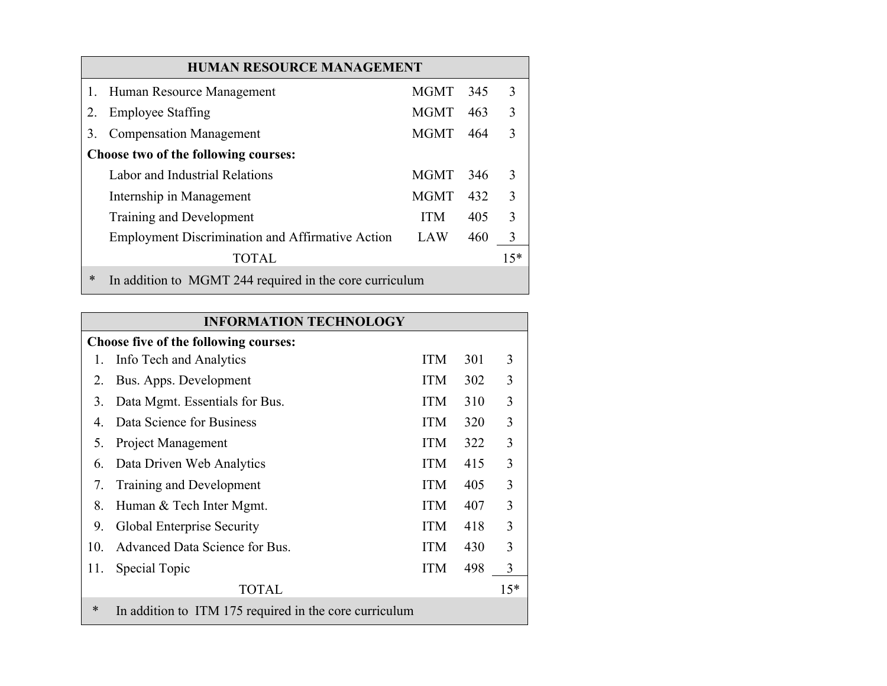| HUMAN RESOURCE MANAGEMENT | | | |
|---|---|---|---|
| 1. Human Resource Management | MGMT | 345 | 3 |
| 2. Employee Staffing | MGMT | 463 | 3 |
| 3. Compensation Management | MGMT | 464 | 3 |
| **Choose two of the following courses:** | | | |
| Labor and Industrial Relations | MGMT | 346 | 3 |
| Internship in Management | MGMT | 432 | 3 |
| Training and Development | ITM | 405 | 3 |
| Employment Discrimination and Affirmative Action | LAW | 460 | 3 |
| TOTAL | | | 15* |
| * In addition to MGMT 244 required in the core curriculum | | | |

| INFORMATION TECHNOLOGY | | | |
|---|---|---|---|
| **Choose five of the following courses:** | | | |
| 1. Info Tech and Analytics | ITM | 301 | 3 |
| 2. Bus. Apps. Development | ITM | 302 | 3 |
| 3. Data Mgmt. Essentials for Bus. | ITM | 310 | 3 |
| 4. Data Science for Business | ITM | 320 | 3 |
| 5. Project Management | ITM | 322 | 3 |
| 6. Data Driven Web Analytics | ITM | 415 | 3 |
| 7. Training and Development | ITM | 405 | 3 |
| 8. Human & Tech Inter Mgmt. | ITM | 407 | 3 |
| 9. Global Enterprise Security | ITM | 418 | 3 |
| 10. Advanced Data Science for Bus. | ITM | 430 | 3 |
| 11. Special Topic | ITM | 498 | 3 |
| TOTAL | | | 15* |
| * In addition to ITM 175 required in the core curriculum | | | |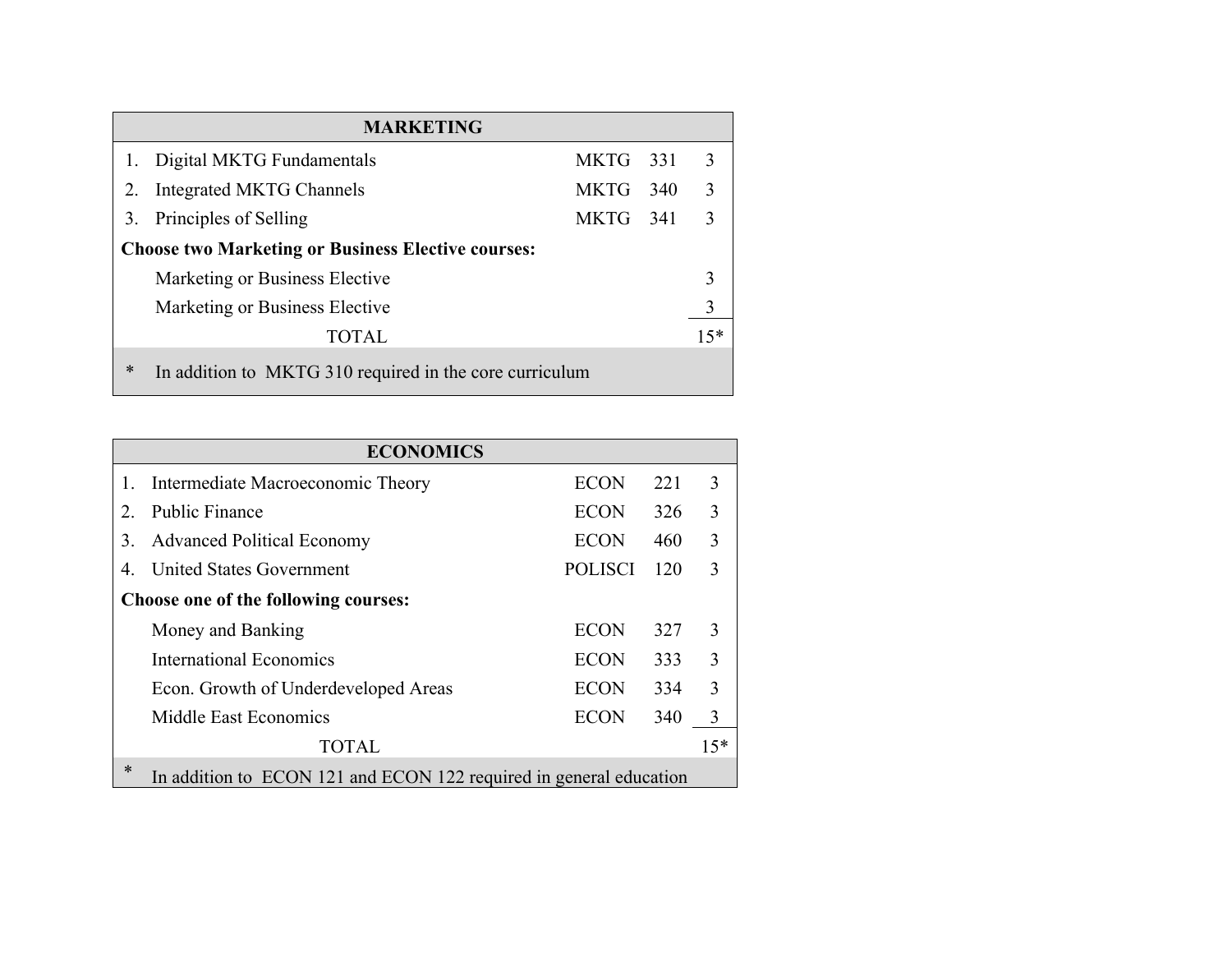| MARKETING | | | |
|---|---|---|---|
| 1. Digital MKTG Fundamentals | MKTG | 331 | 3 |
| 2. Integrated MKTG Channels | MKTG | 340 | 3 |
| 3. Principles of Selling | MKTG | 341 | 3 |
| **Choose two Marketing or Business Elective courses:** | | | |
| Marketing or Business Elective | | | 3 |
| Marketing or Business Elective | | | 3 |
| TOTAL | | | 15* |
| * In addition to MKTG 310 required in the core curriculum | | | |

| ECONOMICS | | | |
|---|---|---|---|
| 1. Intermediate Macroeconomic Theory | ECON | 221 | 3 |
| 2. Public Finance | ECON | 326 | 3 |
| 3. Advanced Political Economy | ECON | 460 | 3 |
| 4. United States Government | POLISCI | 120 | 3 |
| **Choose one of the following courses:** | | | |
| Money and Banking | ECON | 327 | 3 |
| International Economics | ECON | 333 | 3 |
| Econ. Growth of Underdeveloped Areas | ECON | 334 | 3 |
| Middle East Economics | ECON | 340 | 3 |
| TOTAL | | | 15* |
| * In addition to ECON 121 and ECON 122 required in general education | | | |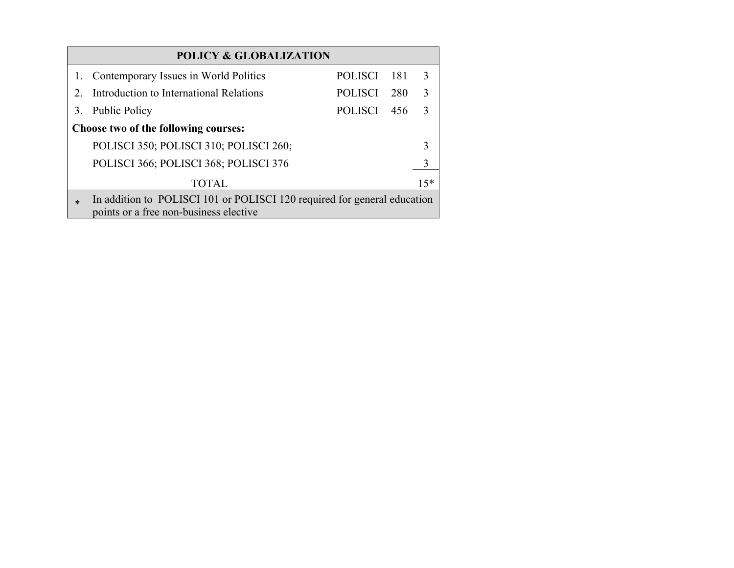| POLICY & GLOBALIZATION | | | | |
|---|---|---|---|---|
| 1. | Contemporary Issues in World Politics | POLISCI | 181 | 3 |
| 2. | Introduction to International Relations | POLISCI | 280 | 3 |
| 3. | Public Policy | POLISCI | 456 | 3 |
| **Choose two of the following courses:** | | | | |
| | POLISCI 350; POLISCI 310; POLISCI 260; | | | 3 |
| | POLISCI 366; POLISCI 368; POLISCI 376 | | | 3 |
| | TOTAL | | | 15* |
| * | In addition to POLISCI 101 or POLISCI 120 required for general education points or a free non-business elective | | | |